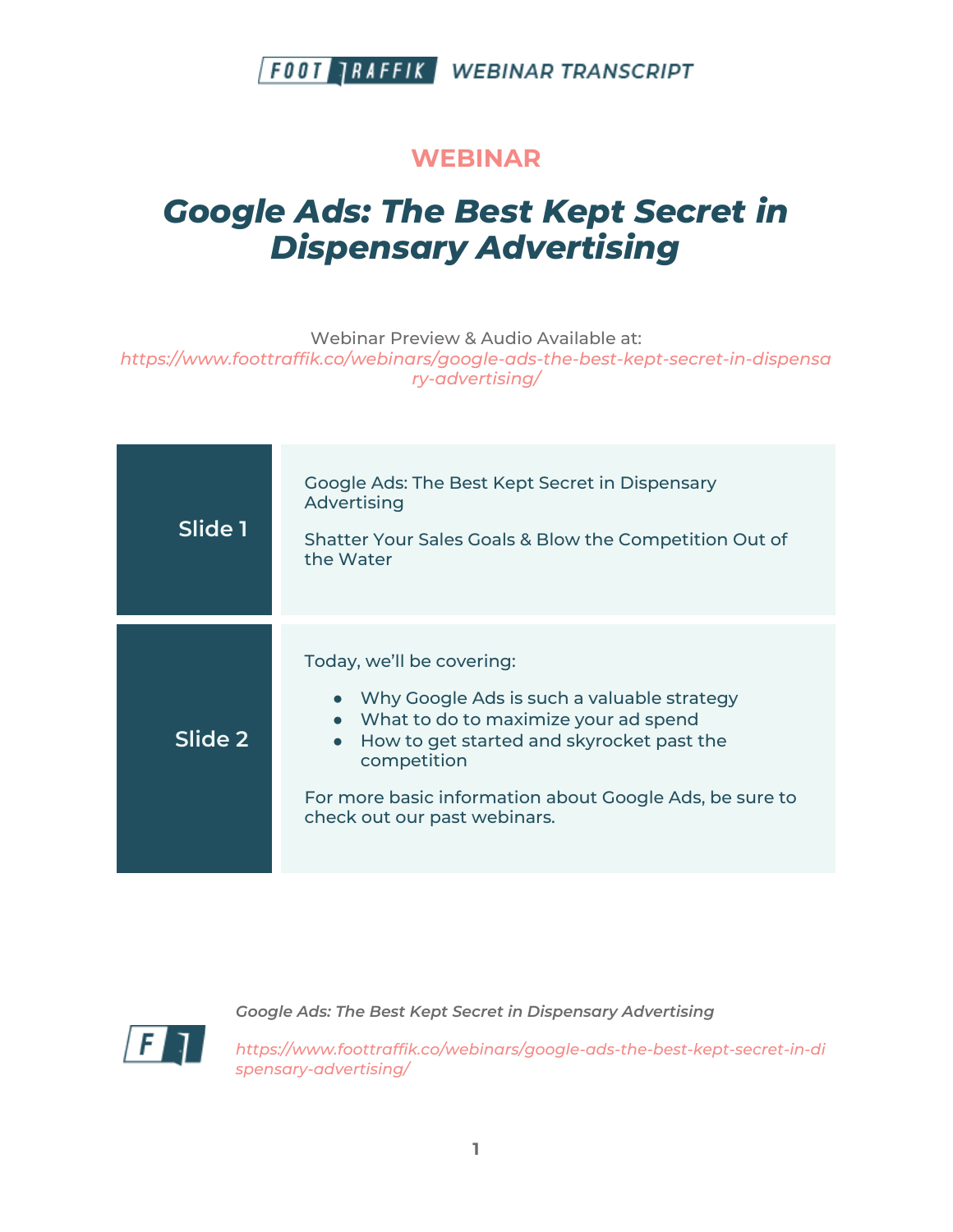WEBINAR

# Google Ads: The Best Kept Secret in Dispensary Advertising

Webinar Preview & Audio Available at:
https://www.foottraffik.co/webinars/google-ads-the-best-kept-secret-in-dispensary-advertising/

| | |
|---|---|
| Slide 1 | Google Ads: The Best Kept Secret in Dispensary Advertising<br><br>Shatter Your Sales Goals & Blow the Competition Out of the Water |
| Slide 2 | Today, we'll be covering:<br>● Why Google Ads is such a valuable strategy<br>● What to do to maximize your ad spend<br>● How to get started and skyrocket past the competition<br><br>For more basic information about Google Ads, be sure to check out our past webinars. |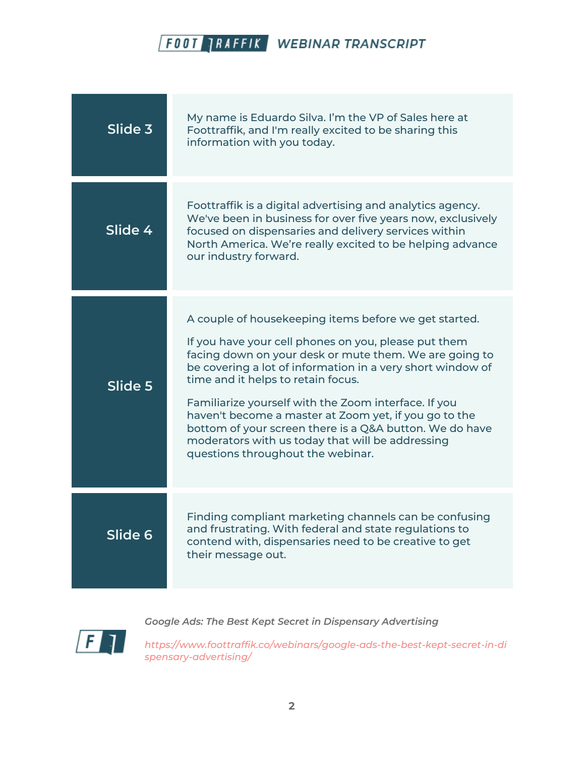| Slide | Transcript |
| --- | --- |
| Slide 3 | My name is Eduardo Silva. I'm the VP of Sales here at Foottraffik, and I'm really excited to be sharing this information with you today. |
| Slide 4 | Foottraffik is a digital advertising and analytics agency. We've been in business for over five years now, exclusively focused on dispensaries and delivery services within North America. We're really excited to be helping advance our industry forward. |
| Slide 5 | A couple of housekeeping items before we get started.<br><br>If you have your cell phones on you, please put them facing down on your desk or mute them. We are going to be covering a lot of information in a very short window of time and it helps to retain focus.<br><br>Familiarize yourself with the Zoom interface. If you haven't become a master at Zoom yet, if you go to the bottom of your screen there is a Q&A button. We do have moderators with us today that will be addressing questions throughout the webinar. |
| Slide 6 | Finding compliant marketing channels can be confusing and frustrating. With federal and state regulations to contend with, dispensaries need to be creative to get their message out. |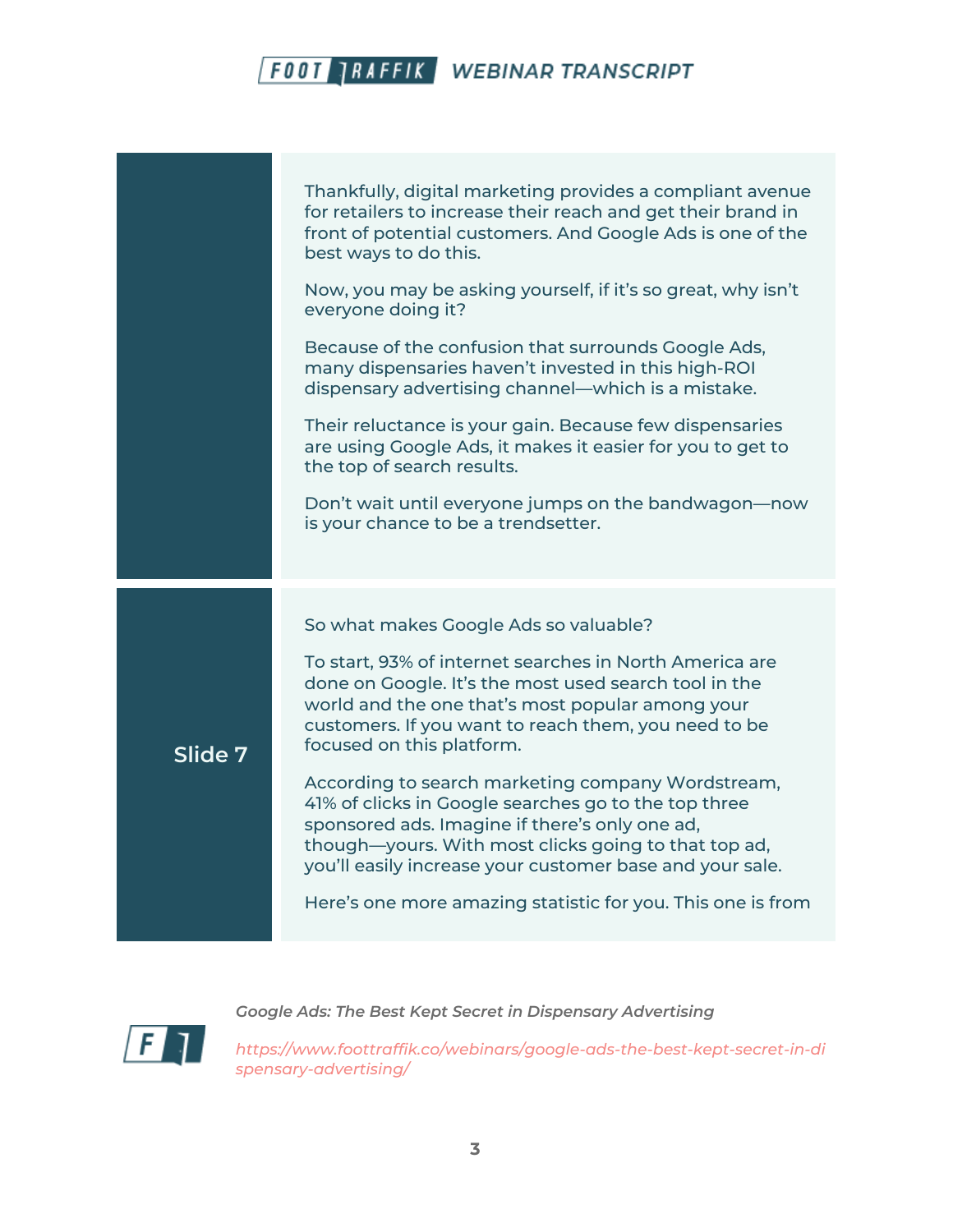Thankfully, digital marketing provides a compliant avenue for retailers to increase their reach and get their brand in front of potential customers. And Google Ads is one of the best ways to do this.

Now, you may be asking yourself, if it's so great, why isn't everyone doing it?

Because of the confusion that surrounds Google Ads, many dispensaries haven't invested in this high-ROI dispensary advertising channel—which is a mistake.

Their reluctance is your gain. Because few dispensaries are using Google Ads, it makes it easier for you to get to the top of search results.

Don't wait until everyone jumps on the bandwagon—now is your chance to be a trendsetter.

**Slide 7**

So what makes Google Ads so valuable?

To start, 93% of internet searches in North America are done on Google. It's the most used search tool in the world and the one that's most popular among your customers. If you want to reach them, you need to be focused on this platform.

According to search marketing company Wordstream, 41% of clicks in Google searches go to the top three sponsored ads. Imagine if there's only one ad, though—yours. With most clicks going to that top ad, you'll easily increase your customer base and your sale.

Here's one more amazing statistic for you. This one is from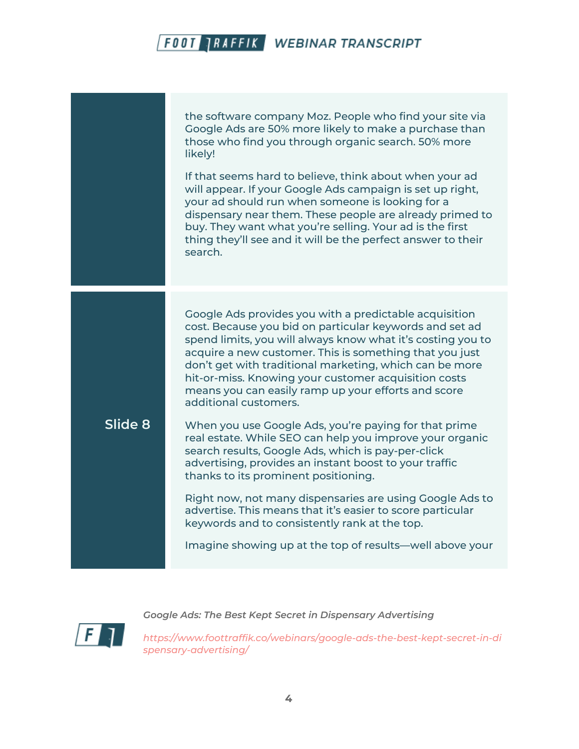the software company Moz. People who find your site via Google Ads are 50% more likely to make a purchase than those who find you through organic search. 50% more likely!

If that seems hard to believe, think about when your ad will appear. If your Google Ads campaign is set up right, your ad should run when someone is looking for a dispensary near them. These people are already primed to buy. They want what you're selling. Your ad is the first thing they'll see and it will be the perfect answer to their search.

**Slide 8**

Google Ads provides you with a predictable acquisition cost. Because you bid on particular keywords and set ad spend limits, you will always know what it's costing you to acquire a new customer. This is something that you just don't get with traditional marketing, which can be more hit-or-miss. Knowing your customer acquisition costs means you can easily ramp up your efforts and score additional customers.

When you use Google Ads, you're paying for that prime real estate. While SEO can help you improve your organic search results, Google Ads, which is pay-per-click advertising, provides an instant boost to your traffic thanks to its prominent positioning.

Right now, not many dispensaries are using Google Ads to advertise. This means that it's easier to score particular keywords and to consistently rank at the top.

Imagine showing up at the top of results—well above your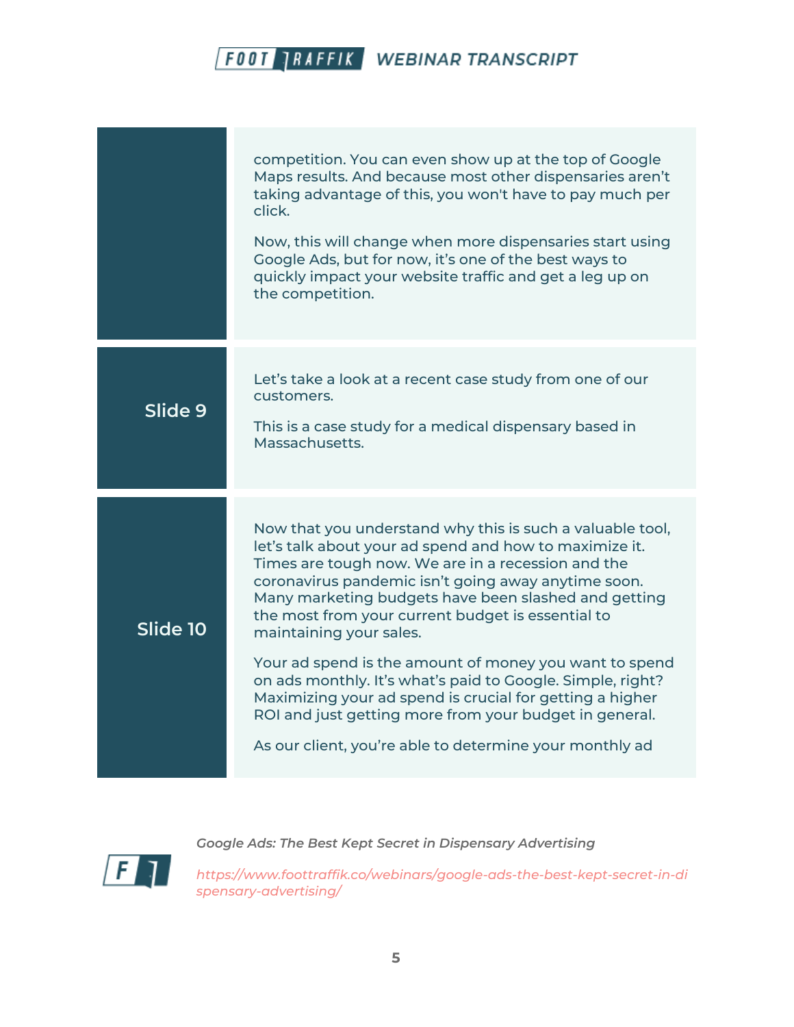competition. You can even show up at the top of Google Maps results. And because most other dispensaries aren't taking advantage of this, you won't have to pay much per click.

Now, this will change when more dispensaries start using Google Ads, but for now, it's one of the best ways to quickly impact your website traffic and get a leg up on the competition.

**Slide 9**

Let's take a look at a recent case study from one of our customers.

This is a case study for a medical dispensary based in Massachusetts.

**Slide 10**

Now that you understand why this is such a valuable tool, let's talk about your ad spend and how to maximize it. Times are tough now. We are in a recession and the coronavirus pandemic isn't going away anytime soon. Many marketing budgets have been slashed and getting the most from your current budget is essential to maintaining your sales.

Your ad spend is the amount of money you want to spend on ads monthly. It's what's paid to Google. Simple, right? Maximizing your ad spend is crucial for getting a higher ROI and just getting more from your budget in general.

As our client, you're able to determine your monthly ad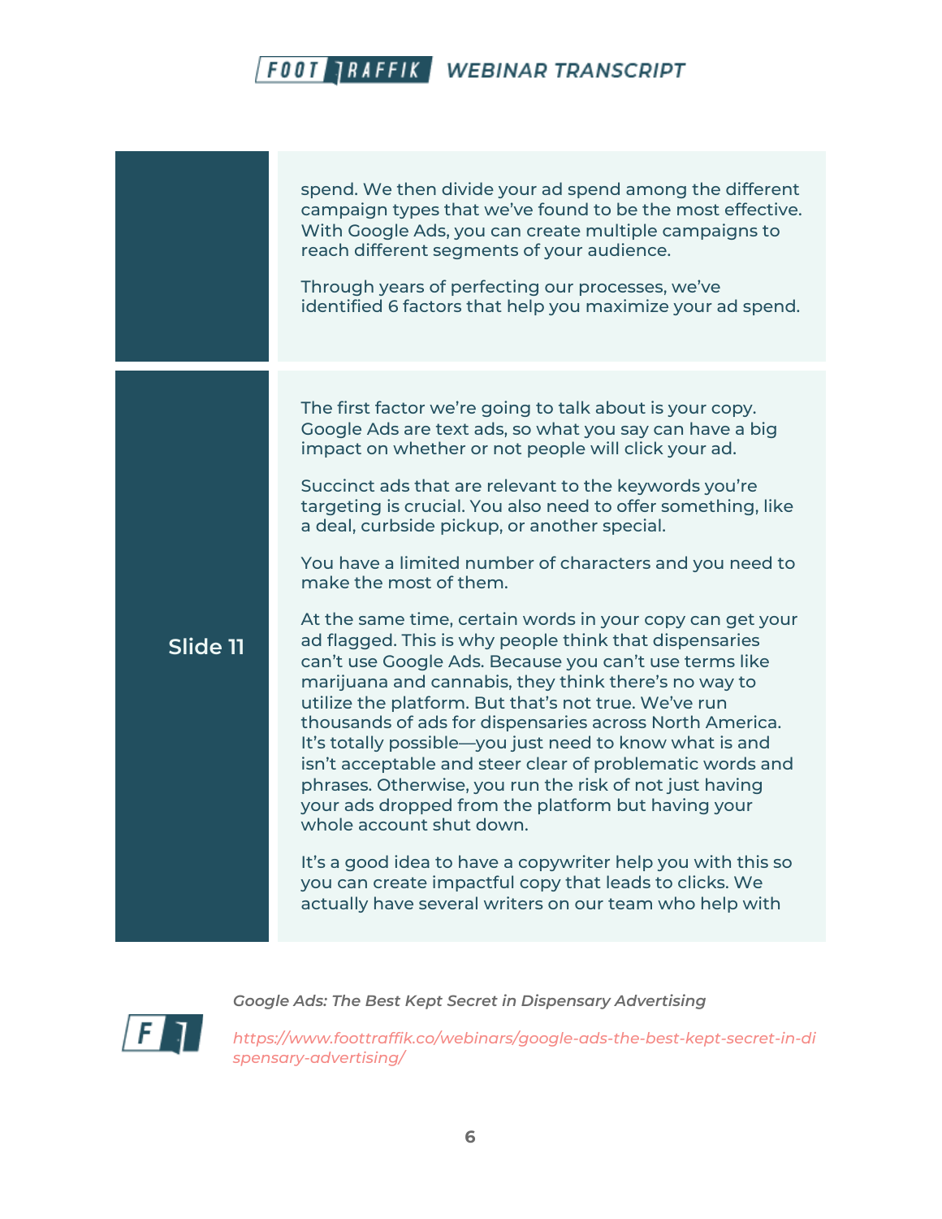| | |
|---|---|
| | spend. We then divide your ad spend among the different campaign types that we've found to be the most effective. With Google Ads, you can create multiple campaigns to reach different segments of your audience.<br><br>Through years of perfecting our processes, we've identified 6 factors that help you maximize your ad spend. |
| **Slide 11** | The first factor we're going to talk about is your copy. Google Ads are text ads, so what you say can have a big impact on whether or not people will click your ad.<br><br>Succinct ads that are relevant to the keywords you're targeting is crucial. You also need to offer something, like a deal, curbside pickup, or another special.<br><br>You have a limited number of characters and you need to make the most of them.<br><br>At the same time, certain words in your copy can get your ad flagged. This is why people think that dispensaries can't use Google Ads. Because you can't use terms like marijuana and cannabis, they think there's no way to utilize the platform. But that's not true. We've run thousands of ads for dispensaries across North America. It's totally possible—you just need to know what is and isn't acceptable and steer clear of problematic words and phrases. Otherwise, you run the risk of not just having your ads dropped from the platform but having your whole account shut down.<br><br>It's a good idea to have a copywriter help you with this so you can create impactful copy that leads to clicks. We actually have several writers on our team who help with |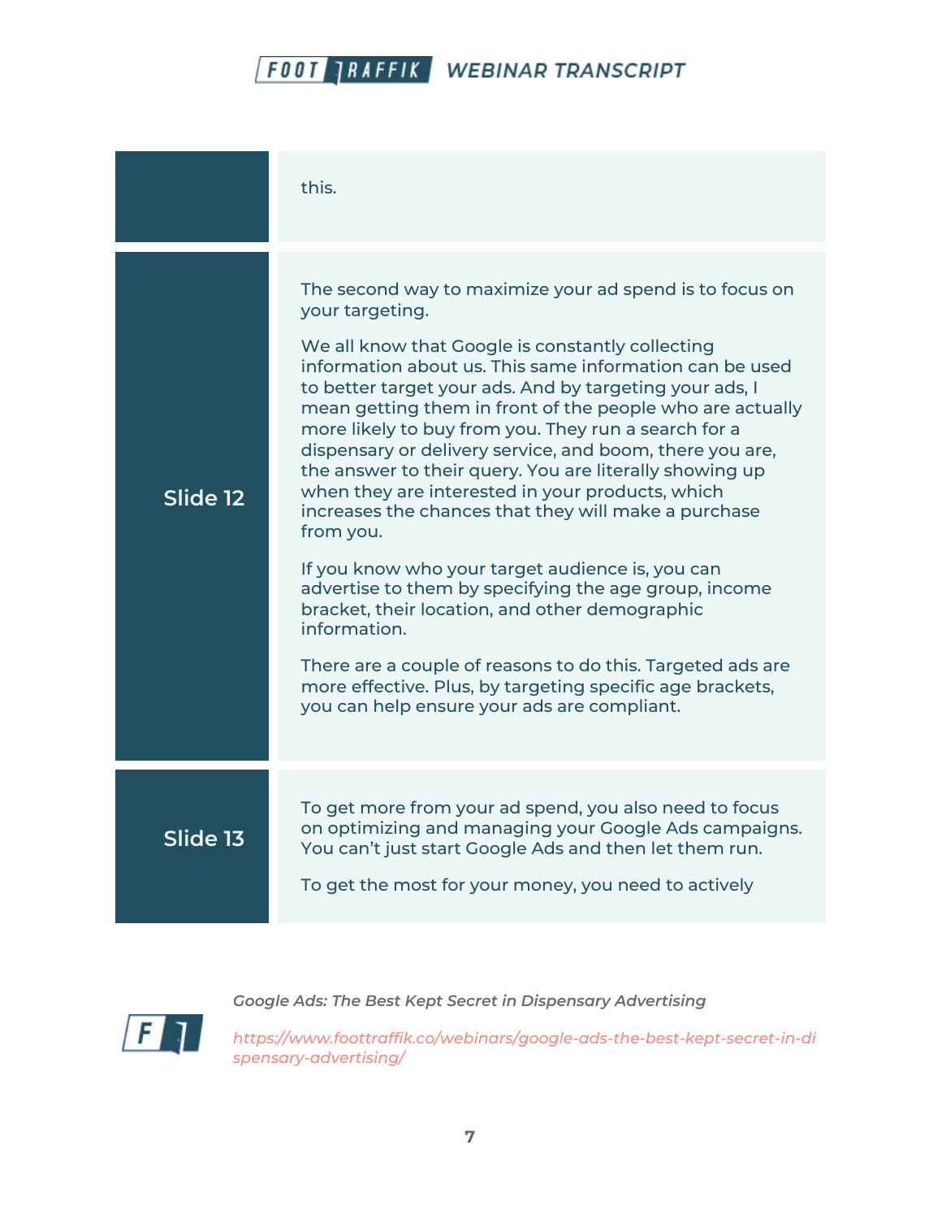| | |
|---|---|
| | this. |
| **Slide 12** | The second way to maximize your ad spend is to focus on your targeting.<br><br>We all know that Google is constantly collecting information about us. This same information can be used to better target your ads. And by targeting your ads, I mean getting them in front of the people who are actually more likely to buy from you. They run a search for a dispensary or delivery service, and boom, there you are, the answer to their query. You are literally showing up when they are interested in your products, which increases the chances that they will make a purchase from you.<br><br>If you know who your target audience is, you can advertise to them by specifying the age group, income bracket, their location, and other demographic information.<br><br>There are a couple of reasons to do this. Targeted ads are more effective. Plus, by targeting specific age brackets, you can help ensure your ads are compliant. |
| **Slide 13** | To get more from your ad spend, you also need to focus on optimizing and managing your Google Ads campaigns. You can't just start Google Ads and then let them run.<br><br>To get the most for your money, you need to actively |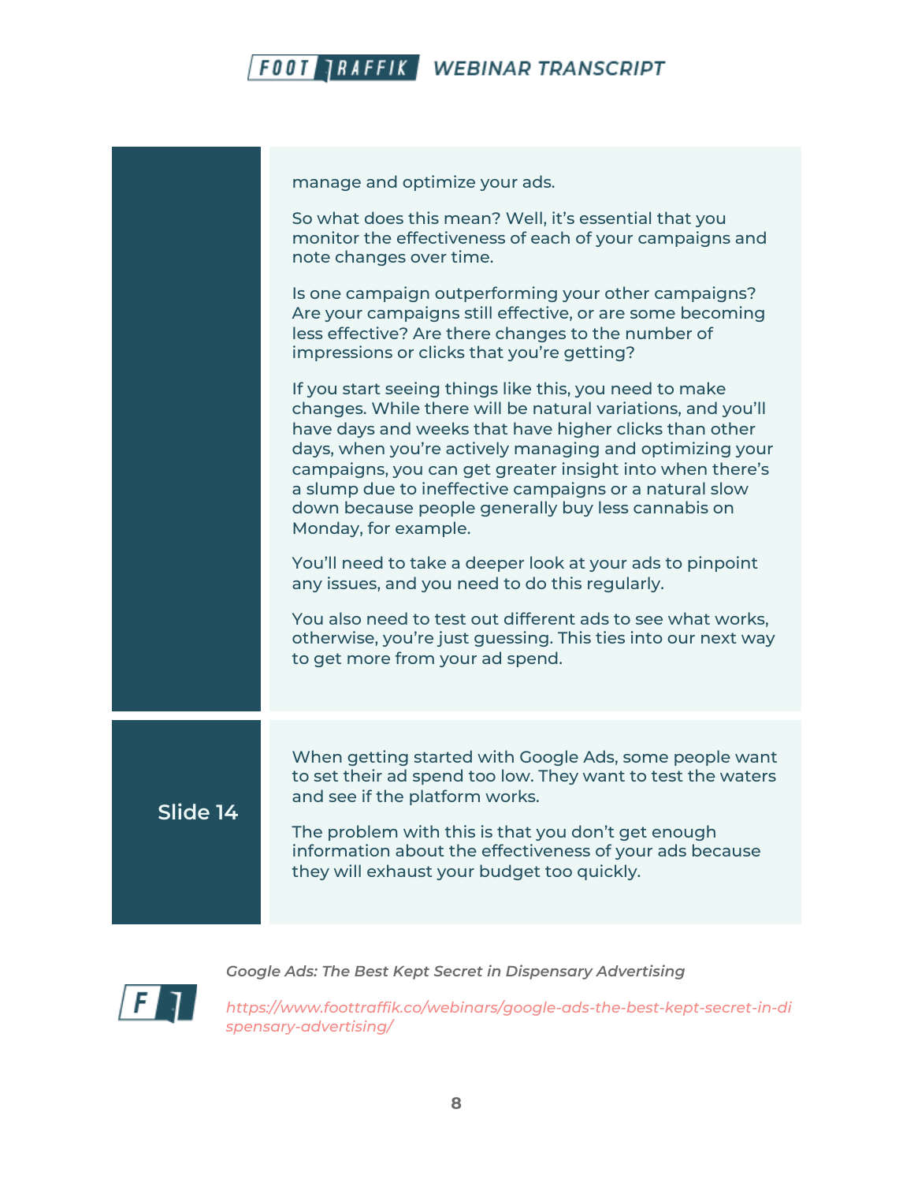manage and optimize your ads.

So what does this mean? Well, it's essential that you monitor the effectiveness of each of your campaigns and note changes over time.

Is one campaign outperforming your other campaigns? Are your campaigns still effective, or are some becoming less effective? Are there changes to the number of impressions or clicks that you're getting?

If you start seeing things like this, you need to make changes. While there will be natural variations, and you'll have days and weeks that have higher clicks than other days, when you're actively managing and optimizing your campaigns, you can get greater insight into when there's a slump due to ineffective campaigns or a natural slow down because people generally buy less cannabis on Monday, for example.

You'll need to take a deeper look at your ads to pinpoint any issues, and you need to do this regularly.

You also need to test out different ads to see what works, otherwise, you're just guessing. This ties into our next way to get more from your ad spend.

**Slide 14**

When getting started with Google Ads, some people want to set their ad spend too low. They want to test the waters and see if the platform works.

The problem with this is that you don't get enough information about the effectiveness of your ads because they will exhaust your budget too quickly.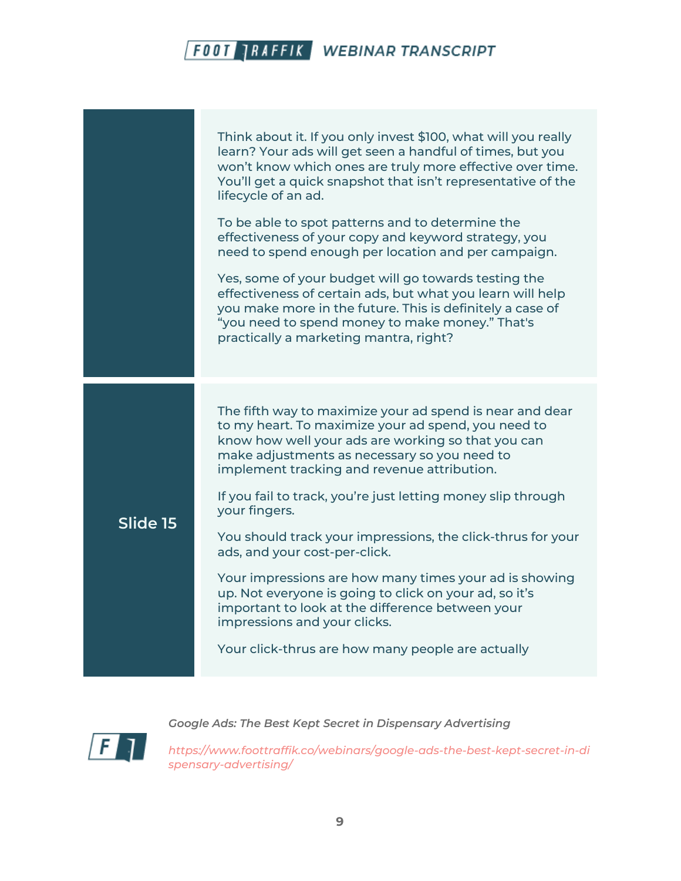Think about it. If you only invest $100, what will you really learn? Your ads will get seen a handful of times, but you won't know which ones are truly more effective over time. You'll get a quick snapshot that isn't representative of the lifecycle of an ad.

To be able to spot patterns and to determine the effectiveness of your copy and keyword strategy, you need to spend enough per location and per campaign.

Yes, some of your budget will go towards testing the effectiveness of certain ads, but what you learn will help you make more in the future. This is definitely a case of "you need to spend money to make money." That's practically a marketing mantra, right?

**Slide 15**

The fifth way to maximize your ad spend is near and dear to my heart. To maximize your ad spend, you need to know how well your ads are working so that you can make adjustments as necessary so you need to implement tracking and revenue attribution.

If you fail to track, you're just letting money slip through your fingers.

You should track your impressions, the click-thrus for your ads, and your cost-per-click.

Your impressions are how many times your ad is showing up. Not everyone is going to click on your ad, so it's important to look at the difference between your impressions and your clicks.

Your click-thrus are how many people are actually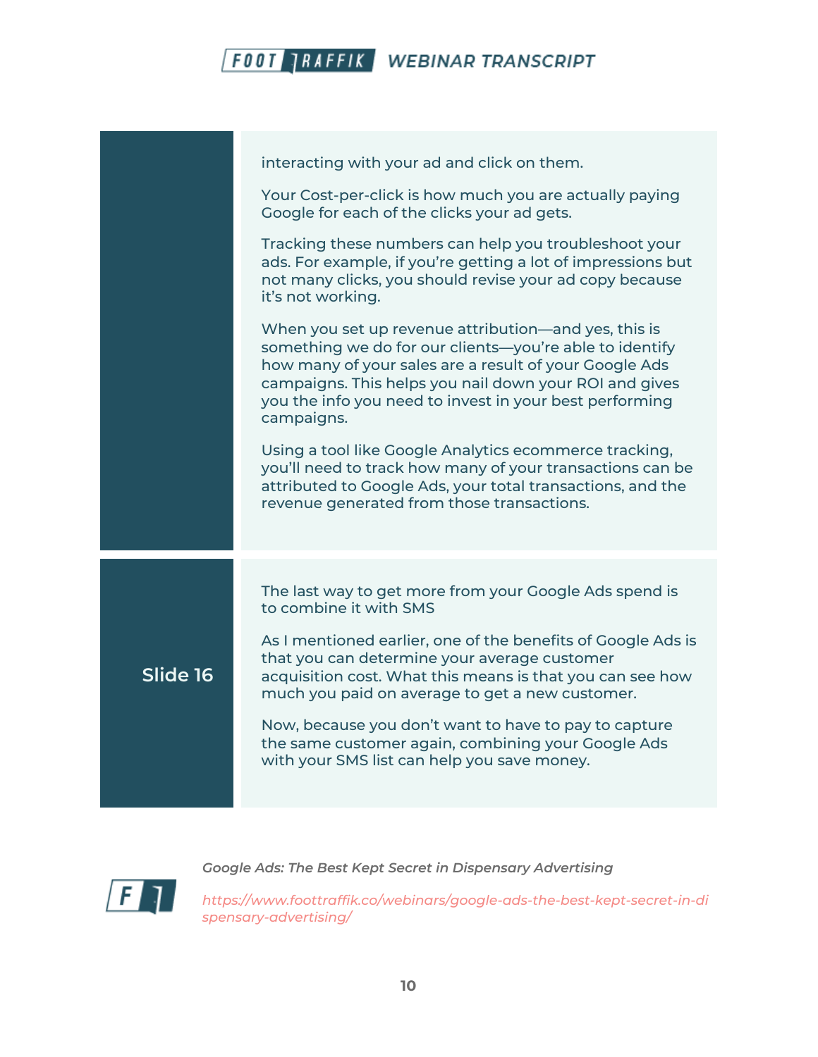interacting with your ad and click on them.

Your Cost-per-click is how much you are actually paying Google for each of the clicks your ad gets.

Tracking these numbers can help you troubleshoot your ads. For example, if you're getting a lot of impressions but not many clicks, you should revise your ad copy because it's not working.

When you set up revenue attribution—and yes, this is something we do for our clients—you're able to identify how many of your sales are a result of your Google Ads campaigns. This helps you nail down your ROI and gives you the info you need to invest in your best performing campaigns.

Using a tool like Google Analytics ecommerce tracking, you'll need to track how many of your transactions can be attributed to Google Ads, your total transactions, and the revenue generated from those transactions.

**Slide 16**

The last way to get more from your Google Ads spend is to combine it with SMS

As I mentioned earlier, one of the benefits of Google Ads is that you can determine your average customer acquisition cost. What this means is that you can see how much you paid on average to get a new customer.

Now, because you don't want to have to pay to capture the same customer again, combining your Google Ads with your SMS list can help you save money.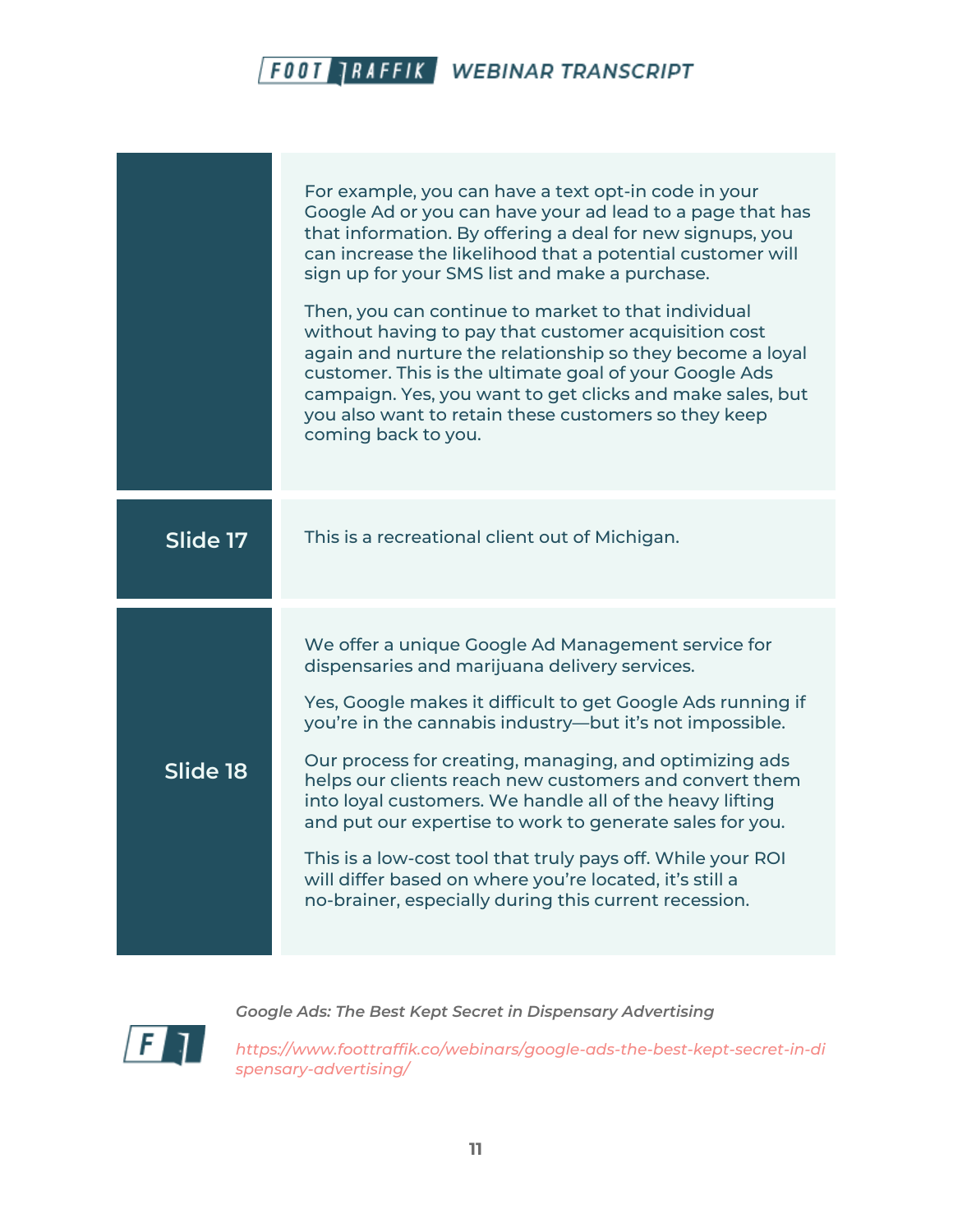| | |
|---|---|
| | For example, you can have a text opt-in code in your Google Ad or you can have your ad lead to a page that has that information. By offering a deal for new signups, you can increase the likelihood that a potential customer will sign up for your SMS list and make a purchase.<br><br>Then, you can continue to market to that individual without having to pay that customer acquisition cost again and nurture the relationship so they become a loyal customer. This is the ultimate goal of your Google Ads campaign. Yes, you want to get clicks and make sales, but you also want to retain these customers so they keep coming back to you. |
| **Slide 17** | This is a recreational client out of Michigan. |
| **Slide 18** | We offer a unique Google Ad Management service for dispensaries and marijuana delivery services.<br><br>Yes, Google makes it difficult to get Google Ads running if you're in the cannabis industry—but it's not impossible.<br><br>Our process for creating, managing, and optimizing ads helps our clients reach new customers and convert them into loyal customers. We handle all of the heavy lifting and put our expertise to work to generate sales for you.<br><br>This is a low-cost tool that truly pays off. While your ROI will differ based on where you're located, it's still a no-brainer, especially during this current recession. |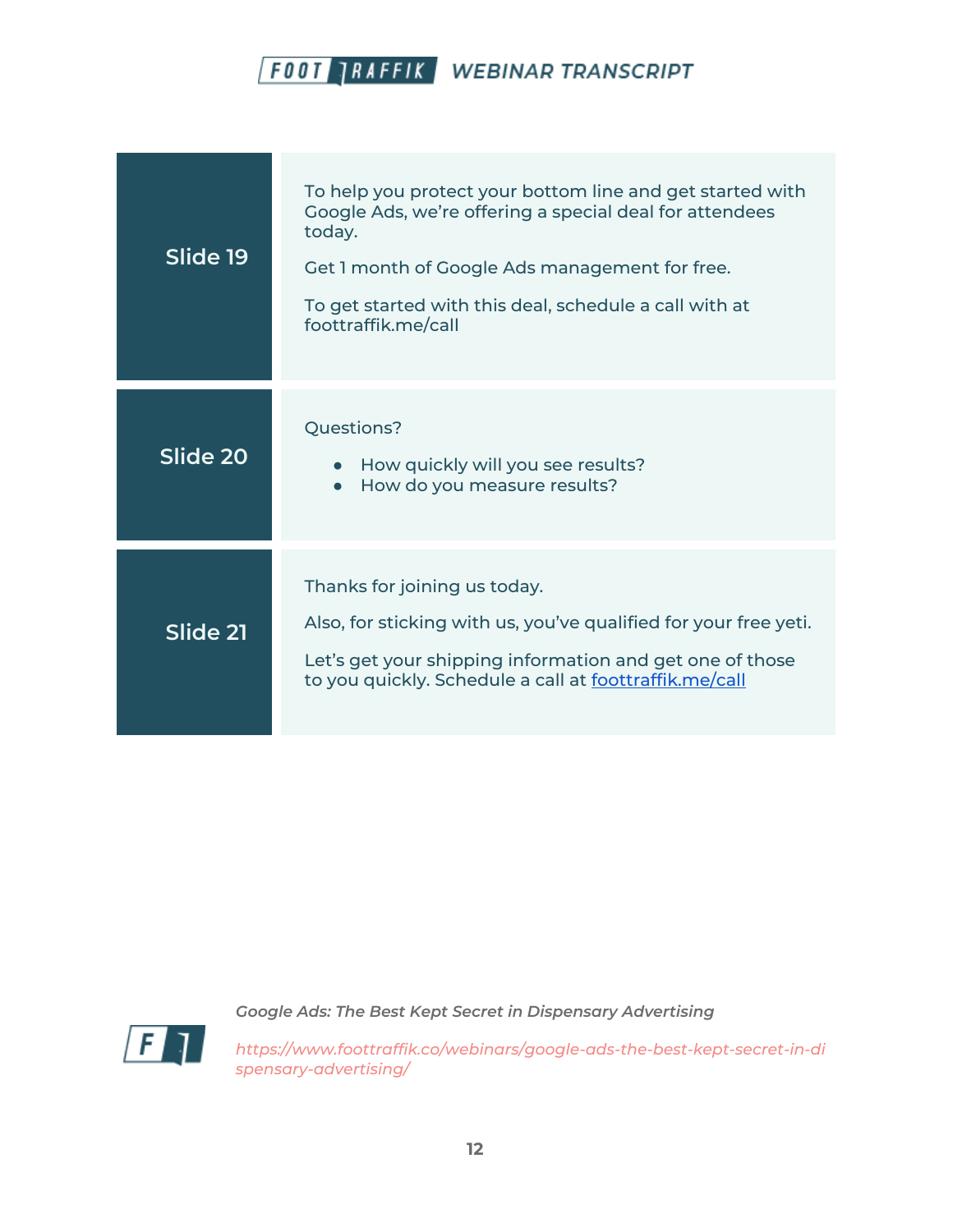| | |
|---|---|
| **Slide 19** | To help you protect your bottom line and get started with Google Ads, we're offering a special deal for attendees today.<br><br>Get 1 month of Google Ads management for free.<br><br>To get started with this deal, schedule a call with at foottraffik.me/call |
| **Slide 20** | Questions?<br><br>• How quickly will you see results?<br>• How do you measure results? |
| **Slide 21** | Thanks for joining us today.<br><br>Also, for sticking with us, you've qualified for your free yeti.<br><br>Let's get your shipping information and get one of those to you quickly. Schedule a call at [foottraffik.me/call](foottraffik.me/call) |